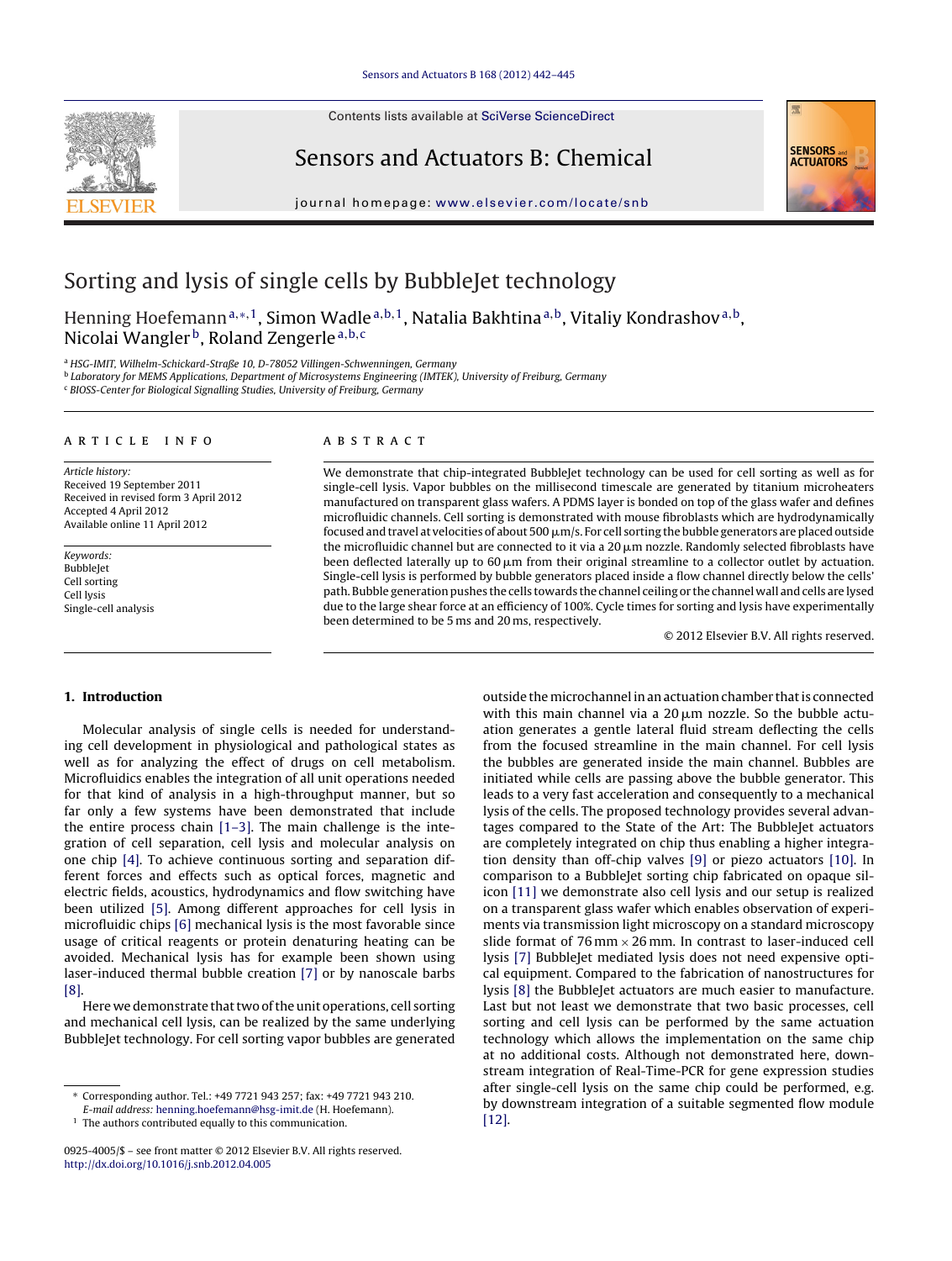# Sorting and lysis of single cells by BubbleJet technology

Henning Hoefemann[a,*,1], Simon Wadle[a,b,1], Natalia Bakhtina[a,b], Vitaliy Kondrashov[a,b], Nicolai Wangler[b], Roland Zengerle[a,b,c]

[a] HSG-IMIT, Wilhelm-Schickard-Straße 10, D-78052 Villingen-Schwenningen, Germany
[b] Laboratory for MEMS Applications, Department of Microsystems Engineering (IMTEK), University of Freiburg, Germany
[c] BIOSS-Center for Biological Signalling Studies, University of Freiburg, Germany

**ARTICLE INFO**

*Article history:*
Received 19 September 2011
Received in revised form 3 April 2012
Accepted 4 April 2012
Available online 11 April 2012

*Keywords:*
BubbleJet
Cell sorting
Cell lysis
Single-cell analysis

**ABSTRACT**

We demonstrate that chip-integrated BubbleJet technology can be used for cell sorting as well as for single-cell lysis. Vapor bubbles on the millisecond timescale are generated by titanium microheaters manufactured on transparent glass wafers. A PDMS layer is bonded on top of the glass wafer and defines microfluidic channels. Cell sorting is demonstrated with mouse fibroblasts which are hydrodynamically focused and travel at velocities of about 500 μm/s. For cell sorting the bubble generators are placed outside the microfluidic channel but are connected to it via a 20 μm nozzle. Randomly selected fibroblasts have been deflected laterally up to 60 μm from their original streamline to a collector outlet by actuation. Single-cell lysis is performed by bubble generators placed inside a flow channel directly below the cells' path. Bubble generation pushes the cells towards the channel ceiling or the channel wall and cells are lysed due to the large shear force at an efficiency of 100%. Cycle times for sorting and lysis have experimentally been determined to be 5 ms and 20 ms, respectively.

© 2012 Elsevier B.V. All rights reserved.

## 1. Introduction

Molecular analysis of single cells is needed for understanding cell development in physiological and pathological states as well as for analyzing the effect of drugs on cell metabolism. Microfluidics enables the integration of all unit operations needed for that kind of analysis in a high-throughput manner, but so far only a few systems have been demonstrated that include the entire process chain [1–3]. The main challenge is the integration of cell separation, cell lysis and molecular analysis on one chip [4]. To achieve continuous sorting and separation different forces and effects such as optical forces, magnetic and electric fields, acoustics, hydrodynamics and flow switching have been utilized [5]. Among different approaches for cell lysis in microfluidic chips [6] mechanical lysis is the most favorable since usage of critical reagents or protein denaturing heating can be avoided. Mechanical lysis has for example been shown using laser-induced thermal bubble creation [7] or by nanoscale barbs [8].

Here we demonstrate that two of the unit operations, cell sorting and mechanical cell lysis, can be realized by the same underlying BubbleJet technology. For cell sorting vapor bubbles are generated outside the microchannel in an actuation chamber that is connected with this main channel via a 20 μm nozzle. So the bubble actuation generates a gentle lateral fluid stream deflecting the cells from the focused streamline in the main channel. For cell lysis the bubbles are generated inside the main channel. Bubbles are initiated while cells are passing above the bubble generator. This leads to a very fast acceleration and consequently to a mechanical lysis of the cells. The proposed technology provides several advantages compared to the State of the Art: The BubbleJet actuators are completely integrated on chip thus enabling a higher integration density than off-chip valves [9] or piezo actuators [10]. In comparison to a BubbleJet sorting chip fabricated on opaque silicon [11] we demonstrate also cell lysis and our setup is realized on a transparent glass wafer which enables observation of experiments via transmission light microscopy on a standard microscopy slide format of 76 mm × 26 mm. In contrast to laser-induced cell lysis [7] BubbleJet mediated lysis does not need expensive optical equipment. Compared to the fabrication of nanostructures for lysis [8] the BubbleJet actuators are much easier to manufacture. Last but not least we demonstrate that two basic processes, cell sorting and cell lysis can be performed by the same actuation technology which allows the implementation on the same chip at no additional costs. Although not demonstrated here, downstream integration of Real-Time-PCR for gene expression studies after single-cell lysis on the same chip could be performed, e.g. by downstream integration of a suitable segmented flow module [12].

---

\* Corresponding author. Tel.: +49 7721 943 257; fax: +49 7721 943 210.
*E-mail address:* henning.hoefemann@hsg-imit.de (H. Hoefemann).
[1] The authors contributed equally to this communication.

0925-4005/$ – see front matter © 2012 Elsevier B.V. All rights reserved.
http://dx.doi.org/10.1016/j.snb.2012.04.005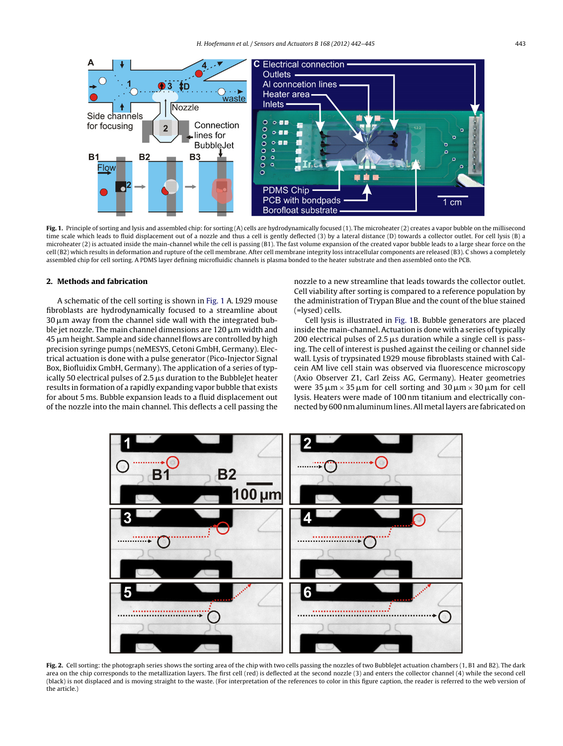**Fig. 1.** Principle of sorting and lysis and assembled chip: for sorting (A) cells are hydrodynamically focused (1). The microheater (2) creates a vapor bubble on the millisecond time scale which leads to fluid displacement out of a nozzle and thus a cell is gently deflected (3) by a lateral distance (D) towards a collector outlet. For cell lysis (B) a microheater (2) is actuated inside the main-channel while the cell is passing (B1). The fast volume expansion of the created vapor bubble leads to a large shear force on the cell (B2) which results in deformation and rupture of the cell membrane. After cell membrane integrity loss intracellular components are released (B3). C shows a completely assembled chip for cell sorting. A PDMS layer defining microfluidic channels is plasma bonded to the heater substrate and then assembled onto the PCB.

## 2. Methods and fabrication

A schematic of the cell sorting is shown in Fig. 1 A. L929 mouse fibroblasts are hydrodynamically focused to a streamline about 30 μm away from the channel side wall with the integrated bubble jet nozzle. The main channel dimensions are 120 μm width and 45 μm height. Sample and side channel flows are controlled by high precision syringe pumps (neMESYS, Cetoni GmbH, Germany). Electrical actuation is done with a pulse generator (Pico-Injector Signal Box, Biofluidix GmbH, Germany). The application of a series of typically 50 electrical pulses of 2.5 μs duration to the BubbleJet heater results in formation of a rapidly expanding vapor bubble that exists for about 5 ms. Bubble expansion leads to a fluid displacement out of the nozzle into the main channel. This deflects a cell passing the nozzle to a new streamline that leads towards the collector outlet. Cell viability after sorting is compared to a reference population by the administration of Trypan Blue and the count of the blue stained (=lysed) cells.

Cell lysis is illustrated in Fig. 1B. Bubble generators are placed inside the main-channel. Actuation is done with a series of typically 200 electrical pulses of 2.5 μs duration while a single cell is passing. The cell of interest is pushed against the ceiling or channel side wall. Lysis of trypsinated L929 mouse fibroblasts stained with Calcein AM live cell stain was observed via fluorescence microscopy (Axio Observer Z1, Carl Zeiss AG, Germany). Heater geometries were 35 μm × 35 μm for cell sorting and 30 μm × 30 μm for cell lysis. Heaters were made of 100 nm titanium and electrically connected by 600 nm aluminum lines. All metal layers are fabricated on

**Fig. 2.** Cell sorting: the photograph series shows the sorting area of the chip with two cells passing the nozzles of two BubbleJet actuation chambers (1, B1 and B2). The dark area on the chip corresponds to the metallization layers. The first cell (red) is deflected at the second nozzle (3) and enters the collector channel (4) while the second cell (black) is not displaced and is moving straight to the waste. (For interpretation of the references to color in this figure caption, the reader is referred to the web version of the article.)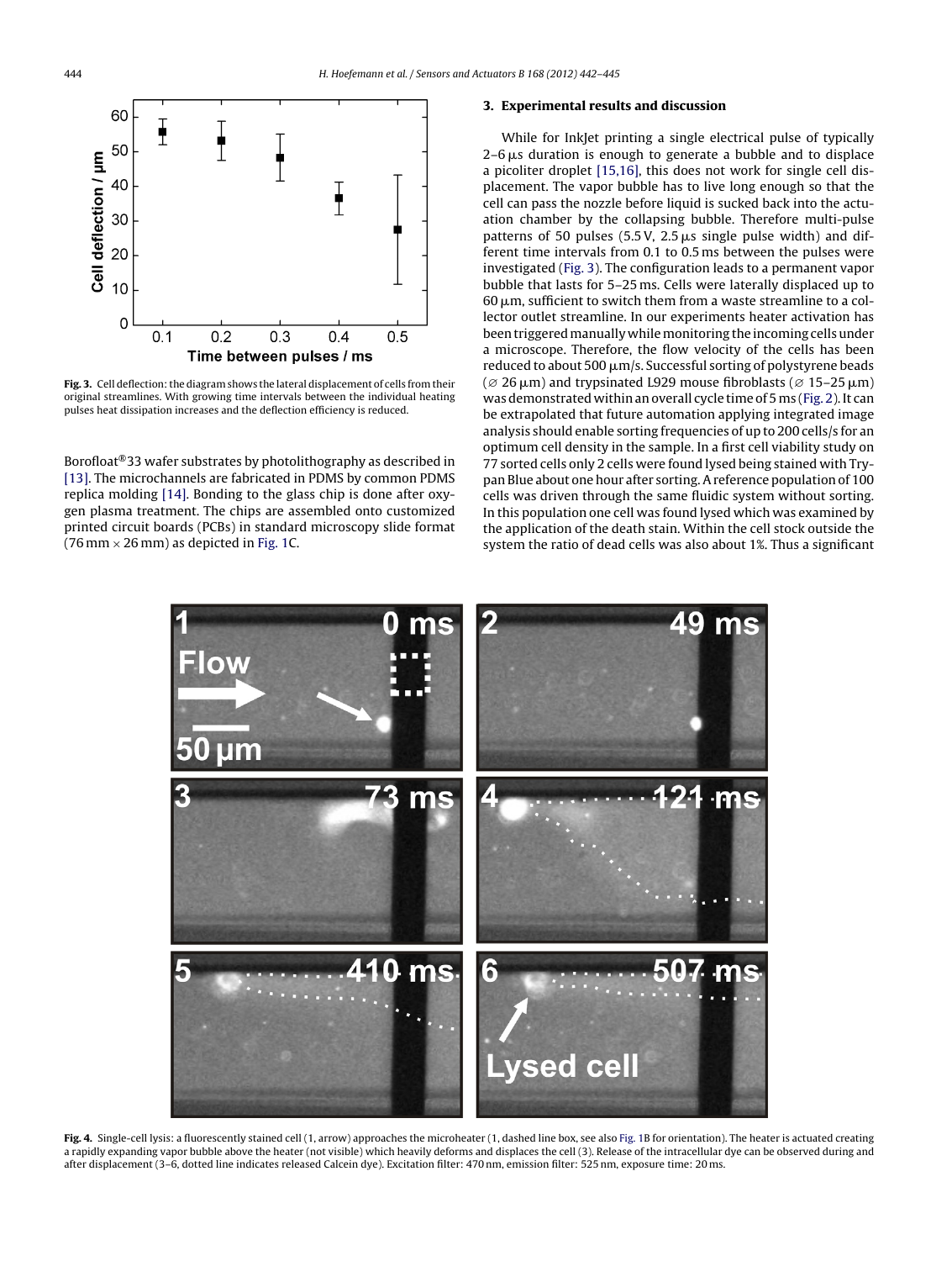Fig. 3. Cell deflection: the diagram shows the lateral displacement of cells from their original streamlines. With growing time intervals between the individual heating pulses heat dissipation increases and the deflection efficiency is reduced.

Borofloat®33 wafer substrates by photolithography as described in [13]. The microchannels are fabricated in PDMS by common PDMS replica molding [14]. Bonding to the glass chip is done after oxygen plasma treatment. The chips are assembled onto customized printed circuit boards (PCBs) in standard microscopy slide format (76 mm × 26 mm) as depicted in Fig. 1C.

## 3. Experimental results and discussion

While for InkJet printing a single electrical pulse of typically 2–6 μs duration is enough to generate a bubble and to displace a picoliter droplet [15,16], this does not work for single cell displacement. The vapor bubble has to live long enough so that the cell can pass the nozzle before liquid is sucked back into the actuation chamber by the collapsing bubble. Therefore multi-pulse patterns of 50 pulses (5.5 V, 2.5 μs single pulse width) and different time intervals from 0.1 to 0.5 ms between the pulses were investigated (Fig. 3). The configuration leads to a permanent vapor bubble that lasts for 5–25 ms. Cells were laterally displaced up to 60 μm, sufficient to switch them from a waste streamline to a collector outlet streamline. In our experiments heater activation has been triggered manually while monitoring the incoming cells under a microscope. Therefore, the flow velocity of the cells has been reduced to about 500 μm/s. Successful sorting of polystyrene beads (∅ 26 μm) and trypsinated L929 mouse fibroblasts (∅ 15–25 μm) was demonstrated within an overall cycle time of 5 ms (Fig. 2). It can be extrapolated that future automation applying integrated image analysis should enable sorting frequencies of up to 200 cells/s for an optimum cell density in the sample. In a first cell viability study on 77 sorted cells only 2 cells were found lysed being stained with Trypan Blue about one hour after sorting. A reference population of 100 cells was driven through the same fluidic system without sorting. In this population one cell was found lysed which was examined by the application of the death stain. Within the cell stock outside the system the ratio of dead cells was also about 1%. Thus a significant

Fig. 4. Single-cell lysis: a fluorescently stained cell (1, arrow) approaches the microheater (1, dashed line box, see also Fig. 1B for orientation). The heater is actuated creating a rapidly expanding vapor bubble above the heater (not visible) which heavily deforms and displaces the cell (3). Release of the intracellular dye can be observed during and after displacement (3–6, dotted line indicates released Calcein dye). Excitation filter: 470 nm, emission filter: 525 nm, exposure time: 20 ms.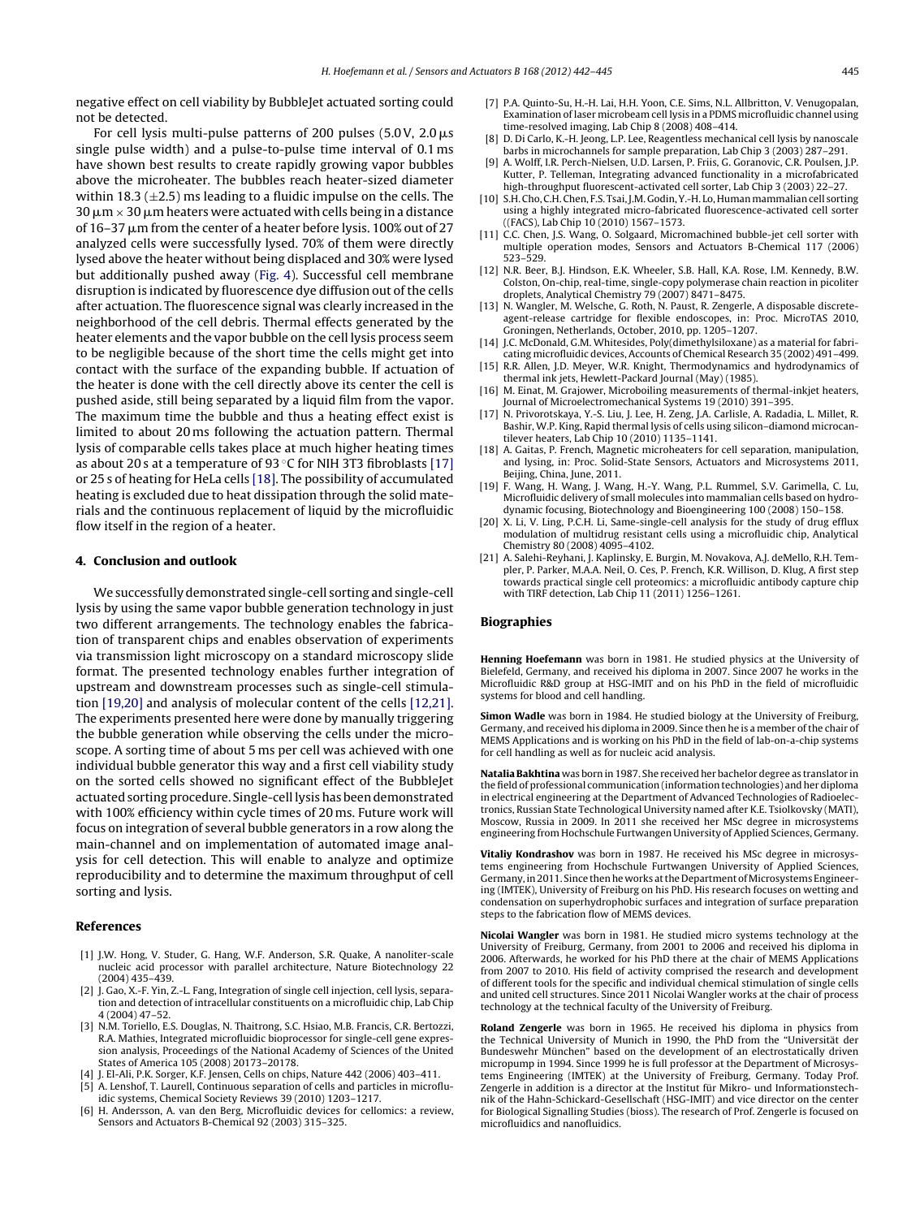negative effect on cell viability by BubbleJet actuated sorting could not be detected.

For cell lysis multi-pulse patterns of 200 pulses (5.0 V, 2.0 μs single pulse width) and a pulse-to-pulse time interval of 0.1 ms have shown best results to create rapidly growing vapor bubbles above the microheater. The bubbles reach heater-sized diameter within 18.3 (±2.5) ms leading to a fluidic impulse on the cells. The 30 μm × 30 μm heaters were actuated with cells being in a distance of 16–37 μm from the center of a heater before lysis. 100% out of 27 analyzed cells were successfully lysed. 70% of them were directly lysed above the heater without being displaced and 30% were lysed but additionally pushed away (Fig. 4). Successful cell membrane disruption is indicated by fluorescence dye diffusion out of the cells after actuation. The fluorescence signal was clearly increased in the neighborhood of the cell debris. Thermal effects generated by the heater elements and the vapor bubble on the cell lysis process seem to be negligible because of the short time the cells might get into contact with the surface of the expanding bubble. If actuation of the heater is done with the cell directly above its center the cell is pushed aside, still being separated by a liquid film from the vapor. The maximum time the bubble and thus a heating effect exist is limited to about 20 ms following the actuation pattern. Thermal lysis of comparable cells takes place at much higher heating times as about 20 s at a temperature of 93 °C for NIH 3T3 fibroblasts [17] or 25 s of heating for HeLa cells [18]. The possibility of accumulated heating is excluded due to heat dissipation through the solid materials and the continuous replacement of liquid by the microfluidic flow itself in the region of a heater.

## 4. Conclusion and outlook

We successfully demonstrated single-cell sorting and single-cell lysis by using the same vapor bubble generation technology in just two different arrangements. The technology enables the fabrication of transparent chips and enables observation of experiments via transmission light microscopy on a standard microscopy slide format. The presented technology enables further integration of upstream and downstream processes such as single-cell stimulation [19,20] and analysis of molecular content of the cells [12,21]. The experiments presented here were done by manually triggering the bubble generation while observing the cells under the microscope. A sorting time of about 5 ms per cell was achieved with one individual bubble generator this way and a first cell viability study on the sorted cells showed no significant effect of the BubbleJet actuated sorting procedure. Single-cell lysis has been demonstrated with 100% efficiency within cycle times of 20 ms. Future work will focus on integration of several bubble generators in a row along the main-channel and on implementation of automated image analysis for cell detection. This will enable to analyze and optimize reproducibility and to determine the maximum throughput of cell sorting and lysis.

## References

[1] J.W. Hong, V. Studer, G. Hang, W.F. Anderson, S.R. Quake, A nanoliter-scale nucleic acid processor with parallel architecture, Nature Biotechnology 22 (2004) 435–439.

[2] J. Gao, X.-F. Yin, Z.-L. Fang, Integration of single cell injection, cell lysis, separation and detection of intracellular constituents on a microfluidic chip, Lab Chip 4 (2004) 47–52.

[3] N.M. Toriello, E.S. Douglas, N. Thaitrong, S.C. Hsiao, M.B. Francis, C.R. Bertozzi, R.A. Mathies, Integrated microfluidic bioprocessor for single-cell gene expression analysis, Proceedings of the National Academy of Sciences of the United States of America 105 (2008) 20173–20178.

[4] J. El-Ali, P.K. Sorger, K.F. Jensen, Cells on chips, Nature 442 (2006) 403–411.

[5] A. Lenshof, T. Laurell, Continuous separation of cells and particles in microfluidic systems, Chemical Society Reviews 39 (2010) 1203–1217.

[6] H. Andersson, A. van den Berg, Microfluidic devices for cellomics: a review, Sensors and Actuators B-Chemical 92 (2003) 315–325.

[7] P.A. Quinto-Su, H.-H. Lai, H.H. Yoon, C.E. Sims, N.L. Allbritton, V. Venugopalan, Examination of laser microbeam cell lysis in a PDMS microfluidic channel using time-resolved imaging, Lab Chip 8 (2008) 408–414.

[8] D. Di Carlo, K.-H. Jeong, L.P. Lee, Reagentless mechanical cell lysis by nanoscale barbs in microchannels for sample preparation, Lab Chip 3 (2003) 287–291.

[9] A. Wolff, I.R. Perch-Nielsen, U.D. Larsen, P. Friis, G. Goranovic, C.R. Poulsen, J.P. Kutter, P. Telleman, Integrating advanced functionality in a microfabricated high-throughput fluorescent-activated cell sorter, Lab Chip 3 (2003) 22–27.

[10] S.H. Cho, C.H. Chen, F.S. Tsai, J.M. Godin, Y.-H. Lo, Human mammalian cell sorting using a highly integrated micro-fabricated fluorescence-activated cell sorter ((FACS), Lab Chip 10 (2010) 1567–1573.

[11] C.C. Chen, J.S. Wang, O. Solgaard, Micromachined bubble-jet cell sorter with multiple operation modes, Sensors and Actuators B-Chemical 117 (2006) 523–529.

[12] N.R. Beer, B.J. Hindson, E.K. Wheeler, S.B. Hall, K.A. Rose, I.M. Kennedy, B.W. Colston, On-chip, real-time, single-copy polymerase chain reaction in picoliter droplets, Analytical Chemistry 79 (2007) 8471–8475.

[13] N. Wangler, M. Welsche, G. Roth, N. Paust, R. Zengerle, A disposable discrete-agent-release cartridge for flexible endoscopes, in: Proc. MicroTAS 2010, Groningen, Netherlands, October, 2010, pp. 1205–1207.

[14] J.C. McDonald, G.M. Whitesides, Poly(dimethylsiloxane) as a material for fabricating microfluidic devices, Accounts of Chemical Research 35 (2002) 491–499.

[15] R.R. Allen, J.D. Meyer, W.R. Knight, Thermodynamics and hydrodynamics of thermal ink jets, Hewlett-Packard Journal (May) (1985).

[16] M. Einat, M. Grajower, Microboiling measurements of thermal-inkjet heaters, Journal of Microelectromechanical Systems 19 (2010) 391–395.

[17] N. Privorotskaya, Y.-S. Liu, J. Lee, H. Zeng, J.A. Carlisle, A. Radadia, L. Millet, R. Bashir, W.P. King, Rapid thermal lysis of cells using silicon–diamond microcantilever heaters, Lab Chip 10 (2010) 1135–1141.

[18] A. Gaitas, P. French, Magnetic microheaters for cell separation, manipulation, and lysing, in: Proc. Solid-State Sensors, Actuators and Microsystems 2011, Beijing, China, June, 2011.

[19] F. Wang, H. Wang, J. Wang, H.-Y. Wang, P.L. Rummel, S.V. Garimella, C. Lu, Microfluidic delivery of small molecules into mammalian cells based on hydrodynamic focusing, Biotechnology and Bioengineering 100 (2008) 150–158.

[20] X. Li, V. Ling, P.C.H. Li, Same-single-cell analysis for the study of drug efflux modulation of multidrug resistant cells using a microfluidic chip, Analytical Chemistry 80 (2008) 4095–4102.

[21] A. Salehi-Reyhani, J. Kaplinsky, E. Burgin, M. Novakova, A.J. deMello, R.H. Templer, P. Parker, M.A.A. Neil, O. Ces, P. French, K.R. Willison, D. Klug, A first step towards practical single cell proteomics: a microfluidic antibody capture chip with TIRF detection, Lab Chip 11 (2011) 1256–1261.

## Biographies

**Henning Hoefemann** was born in 1981. He studied physics at the University of Bielefeld, Germany, and received his diploma in 2007. Since 2007 he works in the Microfluidic R&D group at HSG-IMIT and on his PhD in the field of microfluidic systems for blood and cell handling.

**Simon Wadle** was born in 1984. He studied biology at the University of Freiburg, Germany, and received his diploma in 2009. Since then he is a member of the chair of MEMS Applications and is working on his PhD in the field of lab-on-a-chip systems for cell handling as well as for nucleic acid analysis.

**Natalia Bakhtina** was born in 1987. She received her bachelor degree as translator in the field of professional communication (information technologies) and her diploma in electrical engineering at the Department of Advanced Technologies of Radioelectronics, Russian State Technological University named after K.E. Tsiolkovsky (MATI), Moscow, Russia in 2009. In 2011 she received her MSc degree in microsystems engineering from Hochschule Furtwangen University of Applied Sciences, Germany.

**Vitaliy Kondrashov** was born in 1987. He received his MSc degree in microsystems engineering from Hochschule Furtwangen University of Applied Sciences, Germany, in 2011. Since then he works at the Department of Microsystems Engineering (IMTEK), University of Freiburg on his PhD. His research focuses on wetting and condensation on superhydrophobic surfaces and integration of surface preparation steps to the fabrication flow of MEMS devices.

**Nicolai Wangler** was born in 1981. He studied micro systems technology at the University of Freiburg, Germany, from 2001 to 2006 and received his diploma in 2006. Afterwards, he worked for his PhD there at the chair of MEMS Applications from 2007 to 2010. His field of activity comprised the research and development of different tools for the specific and individual chemical stimulation of single cells and united cell structures. Since 2011 Nicolai Wangler works at the chair of process technology at the technical faculty of the University of Freiburg.

**Roland Zengerle** was born in 1965. He received his diploma in physics from the Technical University of Munich in 1990, the PhD from the "Universität der Bundeswehr München" based on the development of an electrostatically driven micropump in 1994. Since 1999 he is full professor at the Department of Microsystems Engineering (IMTEK) at the University of Freiburg, Germany. Today Prof. Zengerle in addition is a director at the Institut für Mikro- und Informationstechnik of the Hahn-Schickard-Gesellschaft (HSG-IMIT) and vice director on the center for Biological Signalling Studies (bioss). The research of Prof. Zengerle is focused on microfluidics and nanofluidics.